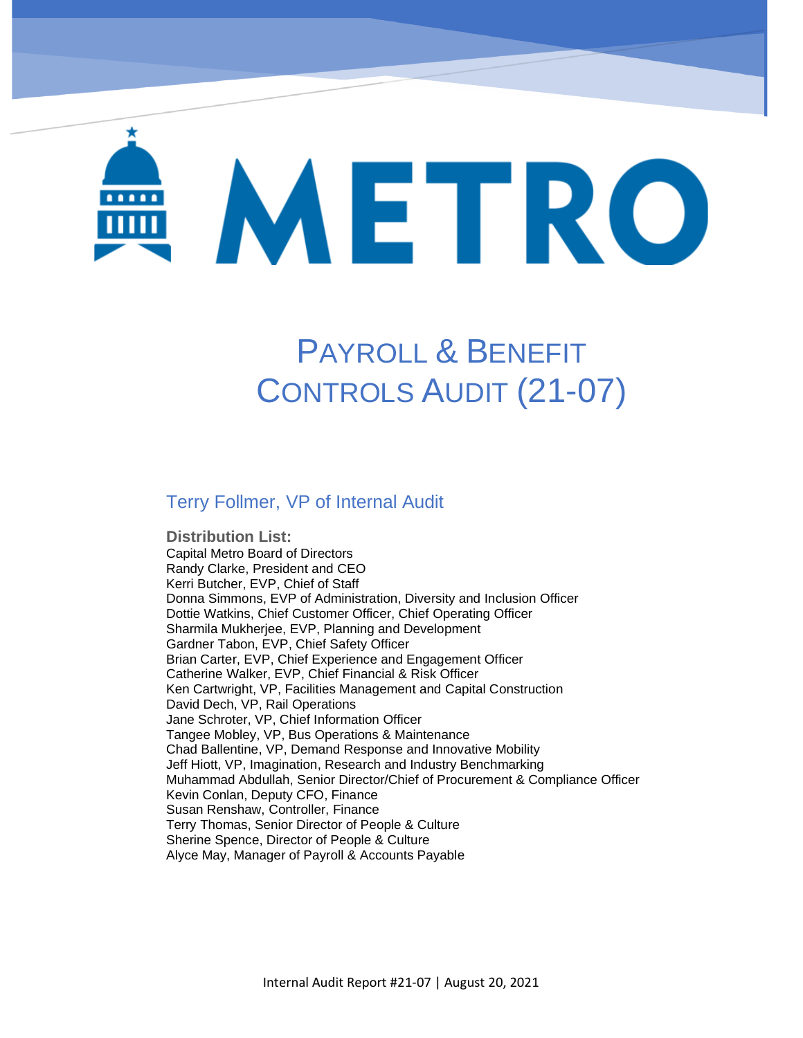# METRO

# PAYROLL & BENEFIT CONTROLS AUDIT (21-07)

## Terry Follmer, VP of Internal Audit

**Distribution List:**

Capital Metro Board of Directors
Randy Clarke, President and CEO
Kerri Butcher, EVP, Chief of Staff
Donna Simmons, EVP of Administration, Diversity and Inclusion Officer
Dottie Watkins, Chief Customer Officer, Chief Operating Officer
Sharmila Mukherjee, EVP, Planning and Development
Gardner Tabon, EVP, Chief Safety Officer
Brian Carter, EVP, Chief Experience and Engagement Officer
Catherine Walker, EVP, Chief Financial & Risk Officer
Ken Cartwright, VP, Facilities Management and Capital Construction
David Dech, VP, Rail Operations
Jane Schroter, VP, Chief Information Officer
Tangee Mobley, VP, Bus Operations & Maintenance
Chad Ballentine, VP, Demand Response and Innovative Mobility
Jeff Hiott, VP, Imagination, Research and Industry Benchmarking
Muhammad Abdullah, Senior Director/Chief of Procurement & Compliance Officer
Kevin Conlan, Deputy CFO, Finance
Susan Renshaw, Controller, Finance
Terry Thomas, Senior Director of People & Culture
Sherine Spence, Director of People & Culture
Alyce May, Manager of Payroll & Accounts Payable

Internal Audit Report #21-07 | August 20, 2021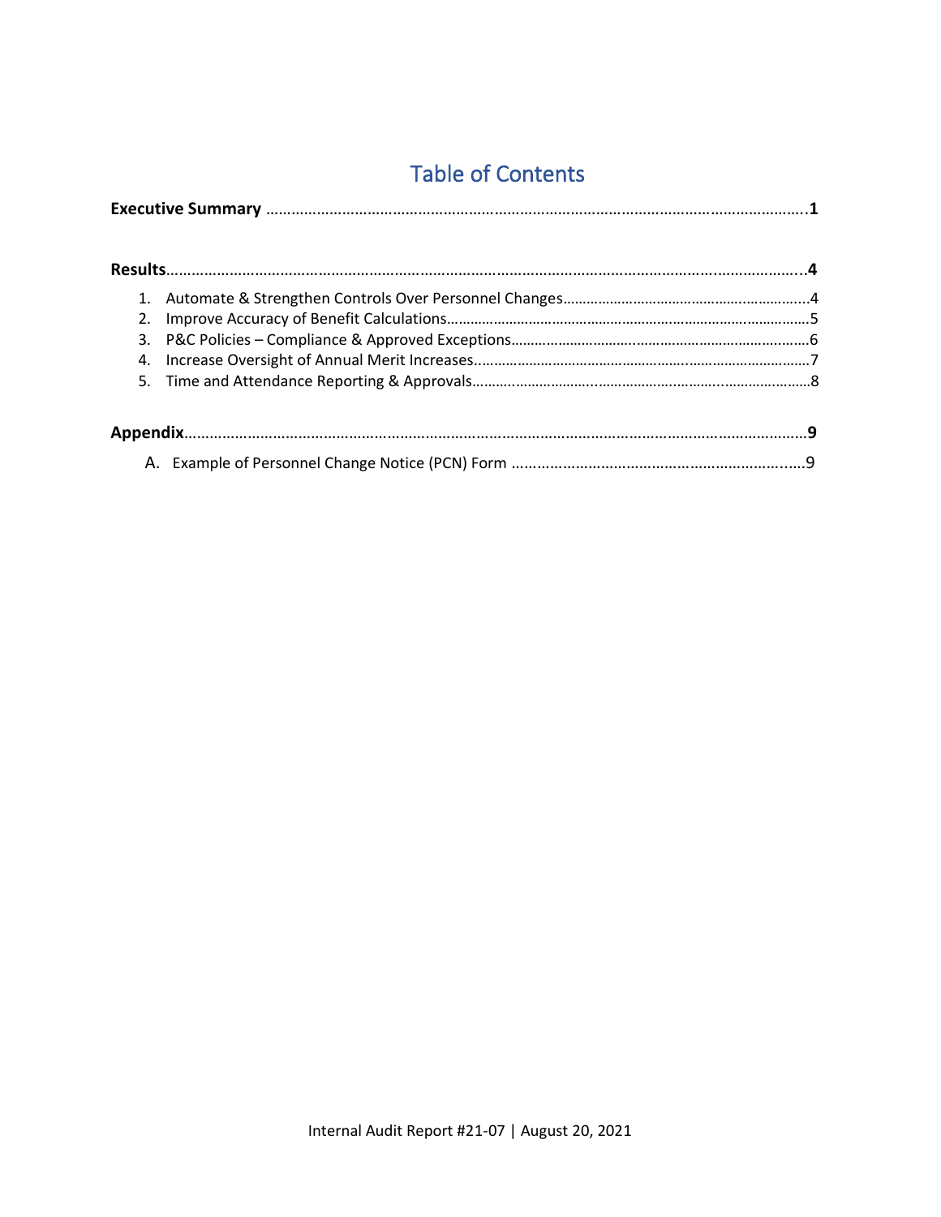# Table of Contents

**Executive Summary** ………………………………………………………………………………………………………………..1

**Results**……………………………………………………………………………………………………………………………...4

1. Automate & Strengthen Controls Over Personnel Changes……………………………………………………...4
2. Improve Accuracy of Benefit Calculations………………………………………………………………………….5
3. P&C Policies – Compliance & Approved Exceptions……………………………………………………………….6
4. Increase Oversight of Annual Merit Increases……………………………………………………………………….7
5. Time and Attendance Reporting & Approvals………………………………………………………………………8

**Appendix**……………………………………………………………………………………………………………………………9

A. Example of Personnel Change Notice (PCN) Form ……………………………………………………………..9

Internal Audit Report #21-07 | August 20, 2021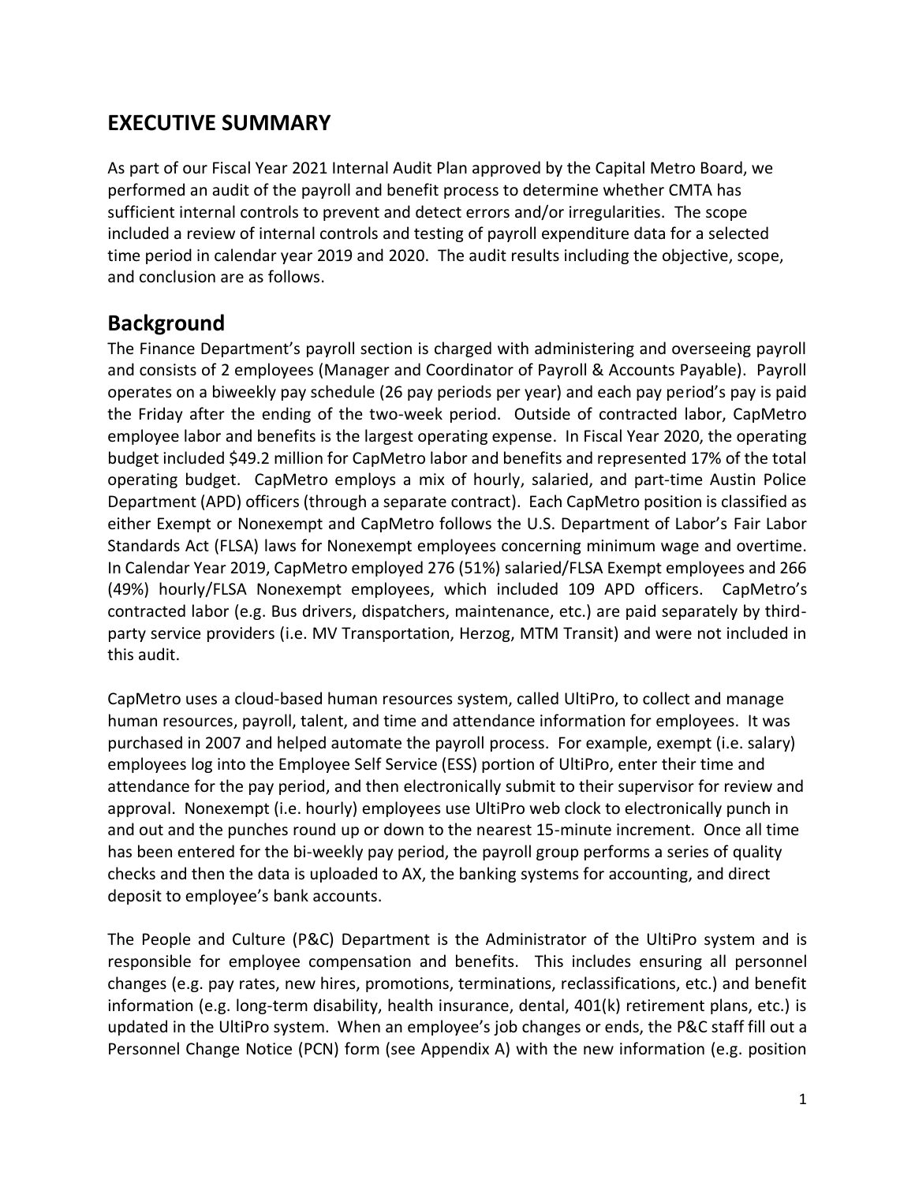# EXECUTIVE SUMMARY

As part of our Fiscal Year 2021 Internal Audit Plan approved by the Capital Metro Board, we performed an audit of the payroll and benefit process to determine whether CMTA has sufficient internal controls to prevent and detect errors and/or irregularities. The scope included a review of internal controls and testing of payroll expenditure data for a selected time period in calendar year 2019 and 2020. The audit results including the objective, scope, and conclusion are as follows.

## Background

The Finance Department's payroll section is charged with administering and overseeing payroll and consists of 2 employees (Manager and Coordinator of Payroll & Accounts Payable). Payroll operates on a biweekly pay schedule (26 pay periods per year) and each pay period's pay is paid the Friday after the ending of the two-week period. Outside of contracted labor, CapMetro employee labor and benefits is the largest operating expense. In Fiscal Year 2020, the operating budget included $49.2 million for CapMetro labor and benefits and represented 17% of the total operating budget. CapMetro employs a mix of hourly, salaried, and part-time Austin Police Department (APD) officers (through a separate contract). Each CapMetro position is classified as either Exempt or Nonexempt and CapMetro follows the U.S. Department of Labor's Fair Labor Standards Act (FLSA) laws for Nonexempt employees concerning minimum wage and overtime. In Calendar Year 2019, CapMetro employed 276 (51%) salaried/FLSA Exempt employees and 266 (49%) hourly/FLSA Nonexempt employees, which included 109 APD officers. CapMetro's contracted labor (e.g. Bus drivers, dispatchers, maintenance, etc.) are paid separately by third-party service providers (i.e. MV Transportation, Herzog, MTM Transit) and were not included in this audit.

CapMetro uses a cloud-based human resources system, called UltiPro, to collect and manage human resources, payroll, talent, and time and attendance information for employees. It was purchased in 2007 and helped automate the payroll process. For example, exempt (i.e. salary) employees log into the Employee Self Service (ESS) portion of UltiPro, enter their time and attendance for the pay period, and then electronically submit to their supervisor for review and approval. Nonexempt (i.e. hourly) employees use UltiPro web clock to electronically punch in and out and the punches round up or down to the nearest 15-minute increment. Once all time has been entered for the bi-weekly pay period, the payroll group performs a series of quality checks and then the data is uploaded to AX, the banking systems for accounting, and direct deposit to employee's bank accounts.

The People and Culture (P&C) Department is the Administrator of the UltiPro system and is responsible for employee compensation and benefits. This includes ensuring all personnel changes (e.g. pay rates, new hires, promotions, terminations, reclassifications, etc.) and benefit information (e.g. long-term disability, health insurance, dental, 401(k) retirement plans, etc.) is updated in the UltiPro system. When an employee's job changes or ends, the P&C staff fill out a Personnel Change Notice (PCN) form (see Appendix A) with the new information (e.g. position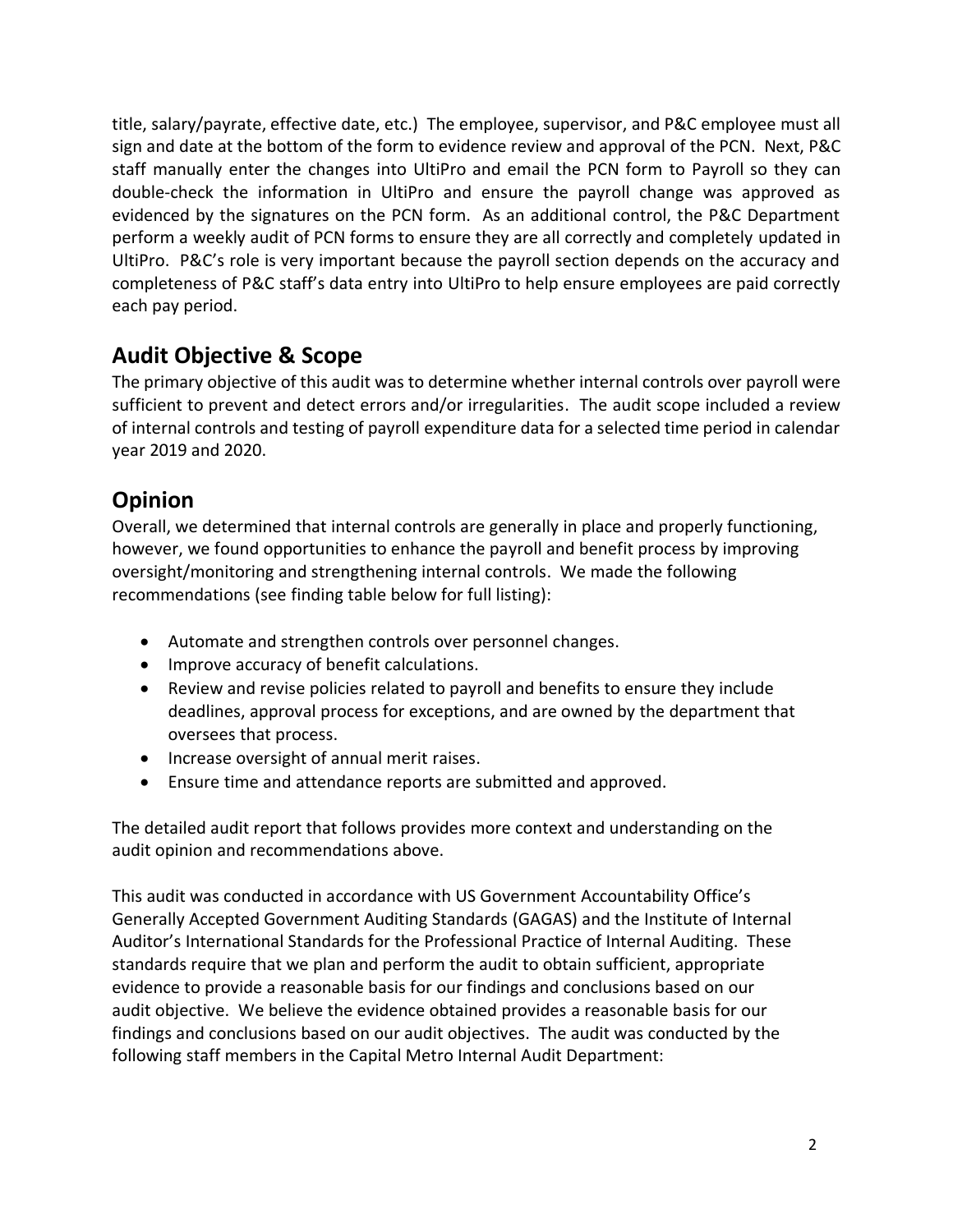title, salary/payrate, effective date, etc.) The employee, supervisor, and P&C employee must all sign and date at the bottom of the form to evidence review and approval of the PCN. Next, P&C staff manually enter the changes into UltiPro and email the PCN form to Payroll so they can double-check the information in UltiPro and ensure the payroll change was approved as evidenced by the signatures on the PCN form. As an additional control, the P&C Department perform a weekly audit of PCN forms to ensure they are all correctly and completely updated in UltiPro. P&C's role is very important because the payroll section depends on the accuracy and completeness of P&C staff's data entry into UltiPro to help ensure employees are paid correctly each pay period.

## Audit Objective & Scope

The primary objective of this audit was to determine whether internal controls over payroll were sufficient to prevent and detect errors and/or irregularities. The audit scope included a review of internal controls and testing of payroll expenditure data for a selected time period in calendar year 2019 and 2020.

## Opinion

Overall, we determined that internal controls are generally in place and properly functioning, however, we found opportunities to enhance the payroll and benefit process by improving oversight/monitoring and strengthening internal controls. We made the following recommendations (see finding table below for full listing):

- Automate and strengthen controls over personnel changes.
- Improve accuracy of benefit calculations.
- Review and revise policies related to payroll and benefits to ensure they include deadlines, approval process for exceptions, and are owned by the department that oversees that process.
- Increase oversight of annual merit raises.
- Ensure time and attendance reports are submitted and approved.

The detailed audit report that follows provides more context and understanding on the audit opinion and recommendations above.

This audit was conducted in accordance with US Government Accountability Office's Generally Accepted Government Auditing Standards (GAGAS) and the Institute of Internal Auditor's International Standards for the Professional Practice of Internal Auditing. These standards require that we plan and perform the audit to obtain sufficient, appropriate evidence to provide a reasonable basis for our findings and conclusions based on our audit objective. We believe the evidence obtained provides a reasonable basis for our findings and conclusions based on our audit objectives. The audit was conducted by the following staff members in the Capital Metro Internal Audit Department: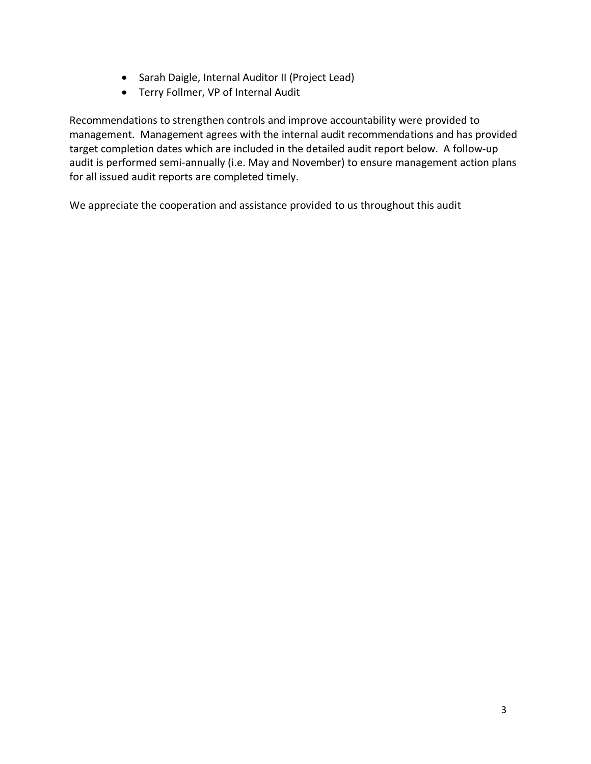- Sarah Daigle, Internal Auditor II (Project Lead)
- Terry Follmer, VP of Internal Audit

Recommendations to strengthen controls and improve accountability were provided to management. Management agrees with the internal audit recommendations and has provided target completion dates which are included in the detailed audit report below. A follow-up audit is performed semi-annually (i.e. May and November) to ensure management action plans for all issued audit reports are completed timely.

We appreciate the cooperation and assistance provided to us throughout this audit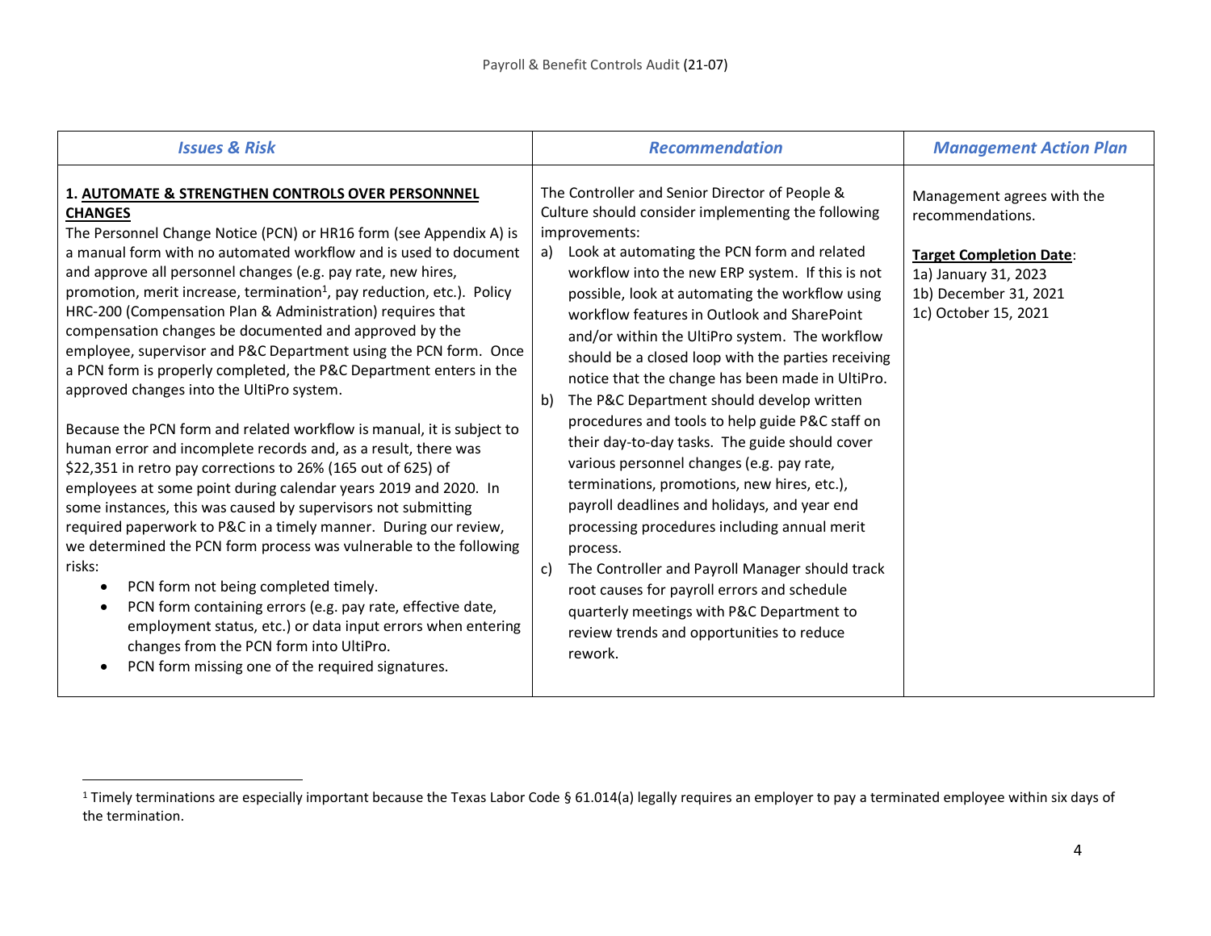| *Issues & Risk* | *Recommendation* | *Management Action Plan* |
|---|---|---|
| **1. AUTOMATE & STRENGTHEN CONTROLS OVER PERSONNNEL CHANGES**<br>The Personnel Change Notice (PCN) or HR16 form (see Appendix A) is a manual form with no automated workflow and is used to document and approve all personnel changes (e.g. pay rate, new hires, promotion, merit increase, termination[1], pay reduction, etc.). Policy HRC-200 (Compensation Plan & Administration) requires that compensation changes be documented and approved by the employee, supervisor and P&C Department using the PCN form. Once a PCN form is properly completed, the P&C Department enters in the approved changes into the UltiPro system.<br><br>Because the PCN form and related workflow is manual, it is subject to human error and incomplete records and, as a result, there was $22,351 in retro pay corrections to 26% (165 out of 625) of employees at some point during calendar years 2019 and 2020. In some instances, this was caused by supervisors not submitting required paperwork to P&C in a timely manner. During our review, we determined the PCN form process was vulnerable to the following risks:<br>• PCN form not being completed timely.<br>• PCN form containing errors (e.g. pay rate, effective date, employment status, etc.) or data input errors when entering changes from the PCN form into UltiPro.<br>• PCN form missing one of the required signatures. | The Controller and Senior Director of People & Culture should consider implementing the following improvements:<br>a) Look at automating the PCN form and related workflow into the new ERP system. If this is not possible, look at automating the workflow using workflow features in Outlook and SharePoint and/or within the UltiPro system. The workflow should be a closed loop with the parties receiving notice that the change has been made in UltiPro.<br>b) The P&C Department should develop written procedures and tools to help guide P&C staff on their day-to-day tasks. The guide should cover various personnel changes (e.g. pay rate, terminations, promotions, new hires, etc.), payroll deadlines and holidays, and year end processing procedures including annual merit process.<br>c) The Controller and Payroll Manager should track root causes for payroll errors and schedule quarterly meetings with P&C Department to review trends and opportunities to reduce rework. | Management agrees with the recommendations.<br><br>**Target Completion Date**:<br>1a) January 31, 2023<br>1b) December 31, 2021<br>1c) October 15, 2021 |

[1] Timely terminations are especially important because the Texas Labor Code § 61.014(a) legally requires an employer to pay a terminated employee within six days of the termination.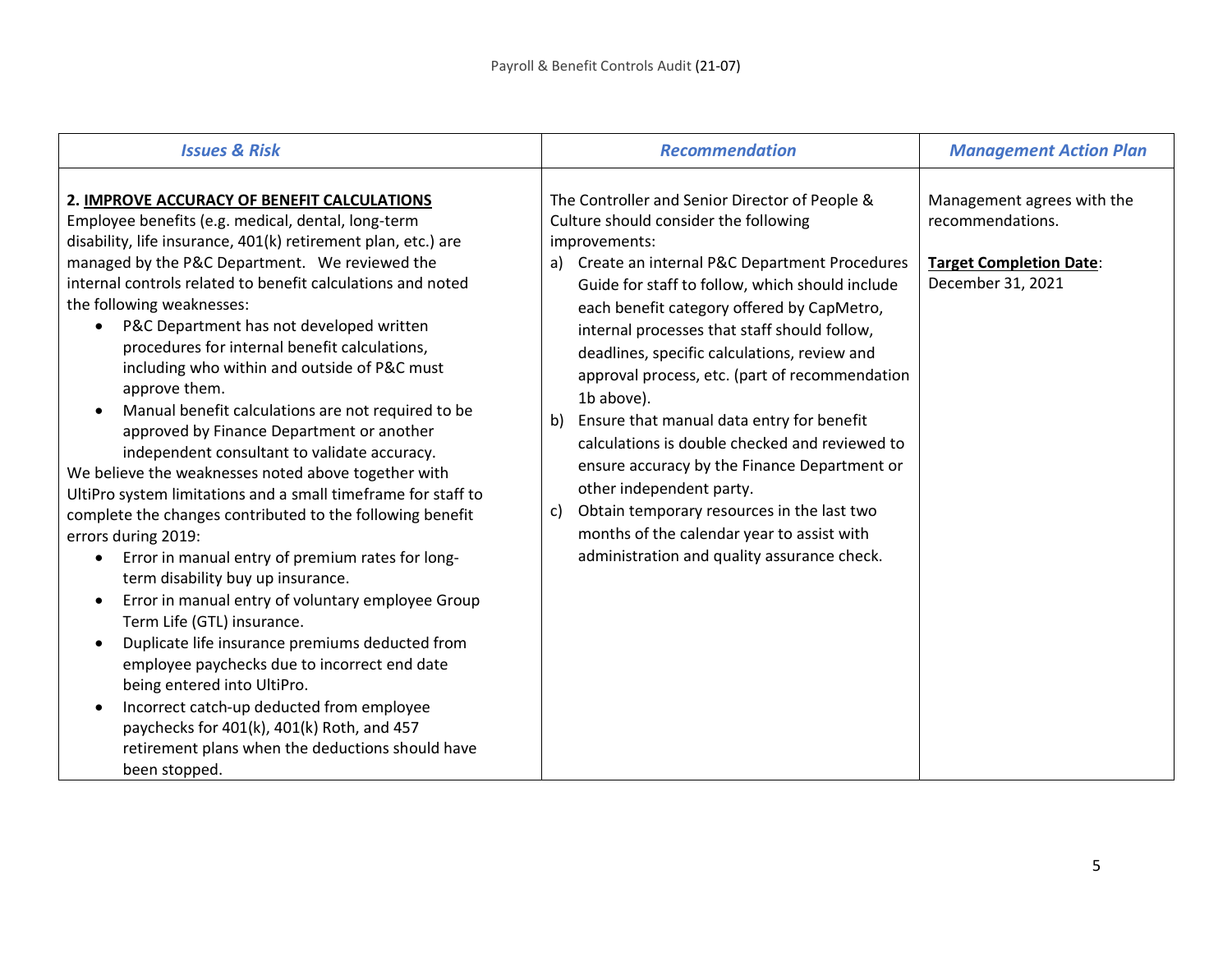| *Issues & Risk* | *Recommendation* | *Management Action Plan* |
|---|---|---|
| **2. <u>IMPROVE ACCURACY OF BENEFIT CALCULATIONS</u>**<br>Employee benefits (e.g. medical, dental, long-term disability, life insurance, 401(k) retirement plan, etc.) are managed by the P&C Department. We reviewed the internal controls related to benefit calculations and noted the following weaknesses:<br>• P&C Department has not developed written procedures for internal benefit calculations, including who within and outside of P&C must approve them.<br>• Manual benefit calculations are not required to be approved by Finance Department or another independent consultant to validate accuracy.<br>We believe the weaknesses noted above together with UltiPro system limitations and a small timeframe for staff to complete the changes contributed to the following benefit errors during 2019:<br>• Error in manual entry of premium rates for long-term disability buy up insurance.<br>• Error in manual entry of voluntary employee Group Term Life (GTL) insurance.<br>• Duplicate life insurance premiums deducted from employee paychecks due to incorrect end date being entered into UltiPro.<br>• Incorrect catch-up deducted from employee paychecks for 401(k), 401(k) Roth, and 457 retirement plans when the deductions should have been stopped. | The Controller and Senior Director of People & Culture should consider the following improvements:<br>a) Create an internal P&C Department Procedures Guide for staff to follow, which should include each benefit category offered by CapMetro, internal processes that staff should follow, deadlines, specific calculations, review and approval process, etc. (part of recommendation 1b above).<br>b) Ensure that manual data entry for benefit calculations is double checked and reviewed to ensure accuracy by the Finance Department or other independent party.<br>c) Obtain temporary resources in the last two months of the calendar year to assist with administration and quality assurance check. | Management agrees with the recommendations.<br><br>**<u>Target Completion Date</u>**:<br>December 31, 2021 |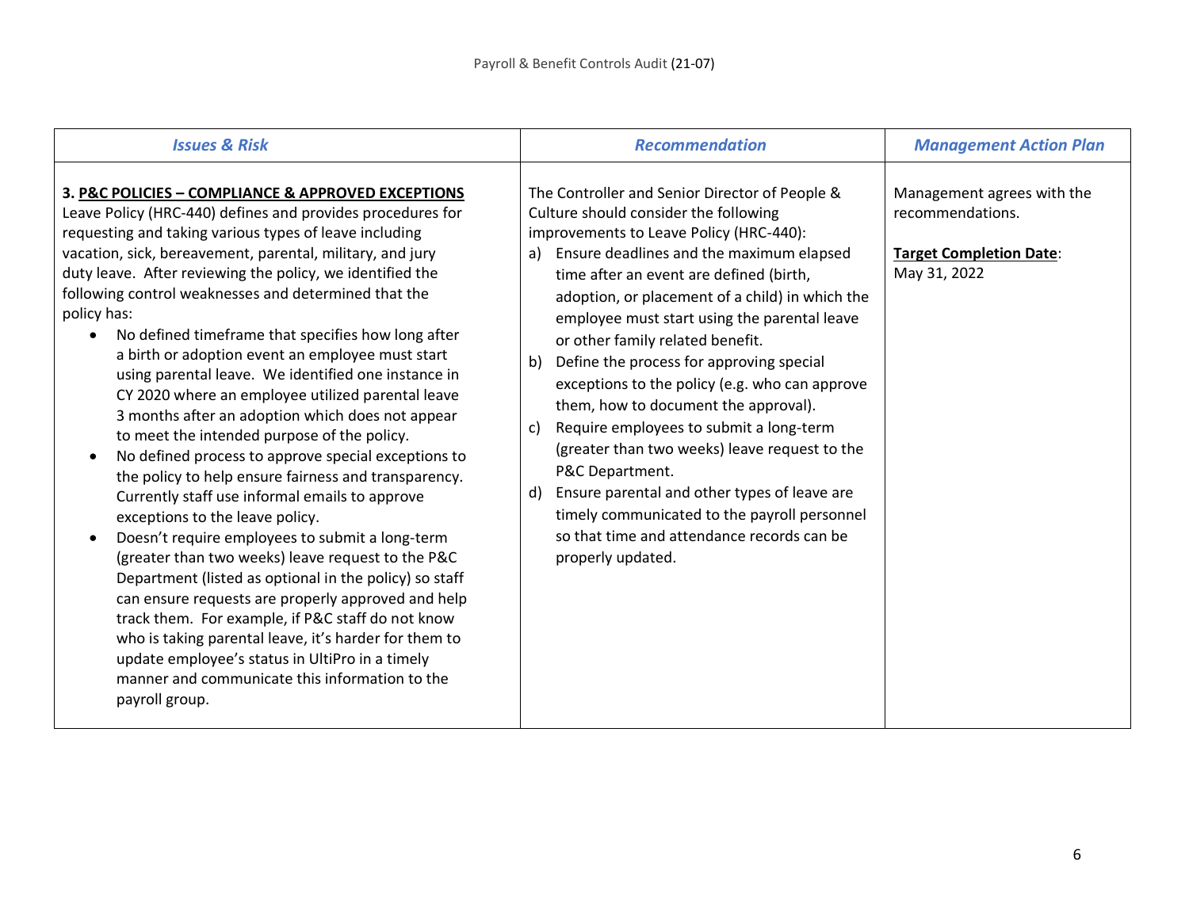| *Issues & Risk* | *Recommendation* | *Management Action Plan* |
|---|---|---|
| **3. <u>P&C POLICIES – COMPLIANCE & APPROVED EXCEPTIONS</u>**<br>Leave Policy (HRC-440) defines and provides procedures for requesting and taking various types of leave including vacation, sick, bereavement, parental, military, and jury duty leave. After reviewing the policy, we identified the following control weaknesses and determined that the policy has:<br>• No defined timeframe that specifies how long after a birth or adoption event an employee must start using parental leave. We identified one instance in CY 2020 where an employee utilized parental leave 3 months after an adoption which does not appear to meet the intended purpose of the policy.<br>• No defined process to approve special exceptions to the policy to help ensure fairness and transparency. Currently staff use informal emails to approve exceptions to the leave policy.<br>• Doesn't require employees to submit a long-term (greater than two weeks) leave request to the P&C Department (listed as optional in the policy) so staff can ensure requests are properly approved and help track them. For example, if P&C staff do not know who is taking parental leave, it's harder for them to update employee's status in UltiPro in a timely manner and communicate this information to the payroll group. | The Controller and Senior Director of People & Culture should consider the following improvements to Leave Policy (HRC-440):<br>a) Ensure deadlines and the maximum elapsed time after an event are defined (birth, adoption, or placement of a child) in which the employee must start using the parental leave or other family related benefit.<br>b) Define the process for approving special exceptions to the policy (e.g. who can approve them, how to document the approval).<br>c) Require employees to submit a long-term (greater than two weeks) leave request to the P&C Department.<br>d) Ensure parental and other types of leave are timely communicated to the payroll personnel so that time and attendance records can be properly updated. | Management agrees with the recommendations.<br><br>**<u>Target Completion Date</u>**:<br>May 31, 2022 |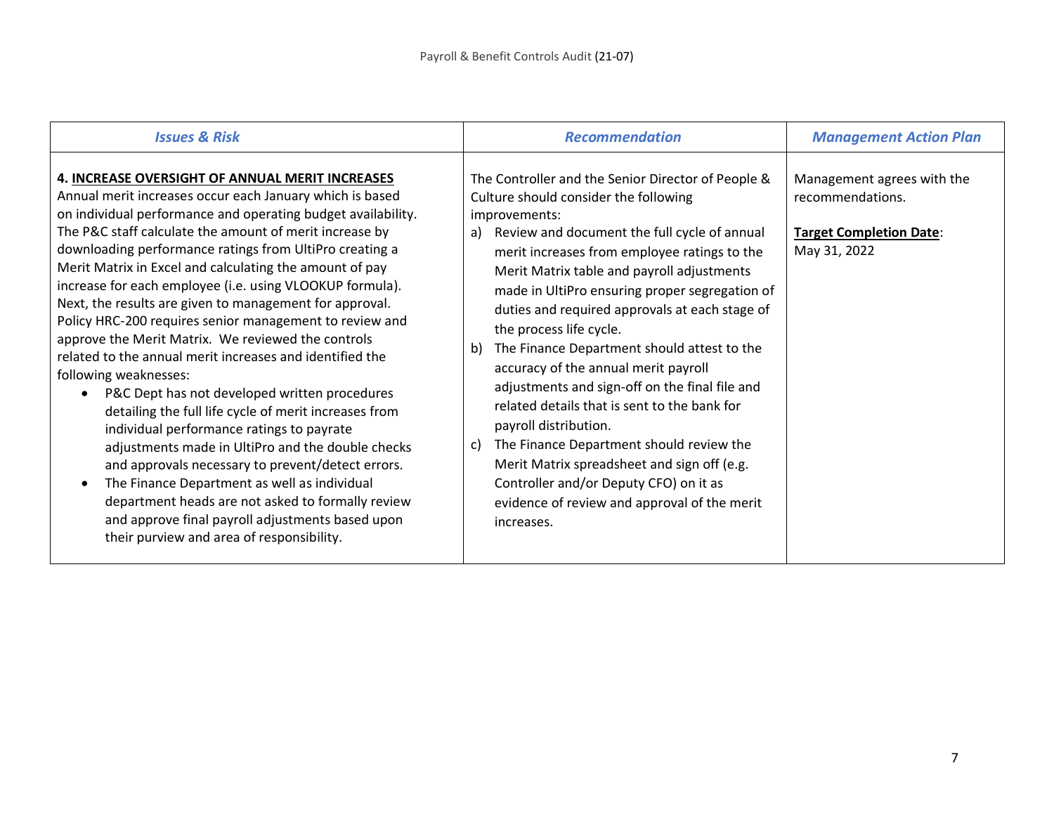| *Issues & Risk* | *Recommendation* | *Management Action Plan* |
|---|---|---|
| **4. <u>INCREASE OVERSIGHT OF ANNUAL MERIT INCREASES</u>**<br>Annual merit increases occur each January which is based on individual performance and operating budget availability. The P&C staff calculate the amount of merit increase by downloading performance ratings from UltiPro creating a Merit Matrix in Excel and calculating the amount of pay increase for each employee (i.e. using VLOOKUP formula). Next, the results are given to management for approval. Policy HRC-200 requires senior management to review and approve the Merit Matrix. We reviewed the controls related to the annual merit increases and identified the following weaknesses:<br>• P&C Dept has not developed written procedures detailing the full life cycle of merit increases from individual performance ratings to payrate adjustments made in UltiPro and the double checks and approvals necessary to prevent/detect errors.<br>• The Finance Department as well as individual department heads are not asked to formally review and approve final payroll adjustments based upon their purview and area of responsibility. | The Controller and the Senior Director of People & Culture should consider the following improvements:<br>a) Review and document the full cycle of annual merit increases from employee ratings to the Merit Matrix table and payroll adjustments made in UltiPro ensuring proper segregation of duties and required approvals at each stage of the process life cycle.<br>b) The Finance Department should attest to the accuracy of the annual merit payroll adjustments and sign-off on the final file and related details that is sent to the bank for payroll distribution.<br>c) The Finance Department should review the Merit Matrix spreadsheet and sign off (e.g. Controller and/or Deputy CFO) on it as evidence of review and approval of the merit increases. | Management agrees with the recommendations.<br><br>**<u>Target Completion Date</u>**: May 31, 2022 |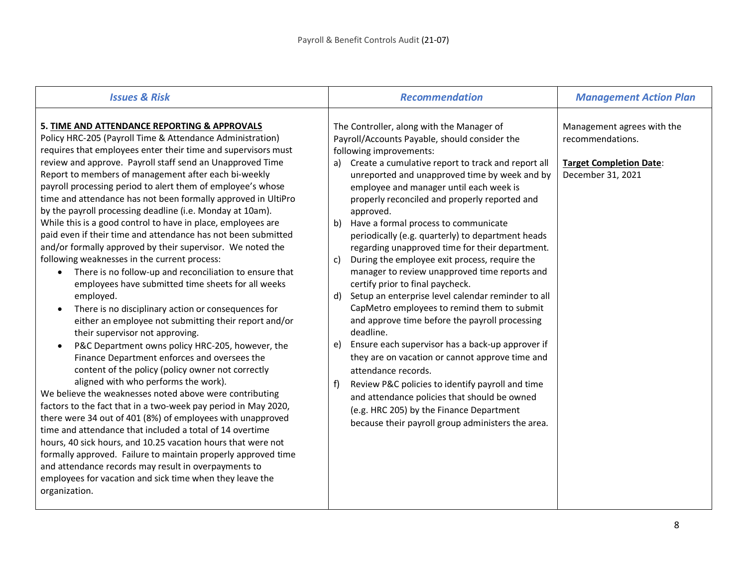| *Issues & Risk* | *Recommendation* | *Management Action Plan* |
|---|---|---|
| **5. TIME AND ATTENDANCE REPORTING & APPROVALS**<br>Policy HRC-205 (Payroll Time & Attendance Administration) requires that employees enter their time and supervisors must review and approve. Payroll staff send an Unapproved Time Report to members of management after each bi-weekly payroll processing period to alert them of employee's whose time and attendance has not been formally approved in UltiPro by the payroll processing deadline (i.e. Monday at 10am). While this is a good control to have in place, employees are paid even if their time and attendance has not been submitted and/or formally approved by their supervisor. We noted the following weaknesses in the current process:<br>• There is no follow-up and reconciliation to ensure that employees have submitted time sheets for all weeks employed.<br>• There is no disciplinary action or consequences for either an employee not submitting their report and/or their supervisor not approving.<br>• P&C Department owns policy HRC-205, however, the Finance Department enforces and oversees the content of the policy (policy owner not correctly aligned with who performs the work).<br>We believe the weaknesses noted above were contributing factors to the fact that in a two-week pay period in May 2020, there were 34 out of 401 (8%) of employees with unapproved time and attendance that included a total of 14 overtime hours, 40 sick hours, and 10.25 vacation hours that were not formally approved. Failure to maintain properly approved time and attendance records may result in overpayments to employees for vacation and sick time when they leave the organization. | The Controller, along with the Manager of Payroll/Accounts Payable, should consider the following improvements:<br>a) Create a cumulative report to track and report all unreported and unapproved time by week and by employee and manager until each week is properly reconciled and properly reported and approved.<br>b) Have a formal process to communicate periodically (e.g. quarterly) to department heads regarding unapproved time for their department.<br>c) During the employee exit process, require the manager to review unapproved time reports and certify prior to final paycheck.<br>d) Setup an enterprise level calendar reminder to all CapMetro employees to remind them to submit and approve time before the payroll processing deadline.<br>e) Ensure each supervisor has a back-up approver if they are on vacation or cannot approve time and attendance records.<br>f) Review P&C policies to identify payroll and time and attendance policies that should be owned (e.g. HRC 205) by the Finance Department because their payroll group administers the area. | Management agrees with the recommendations.<br><br>**Target Completion Date**: December 31, 2021 |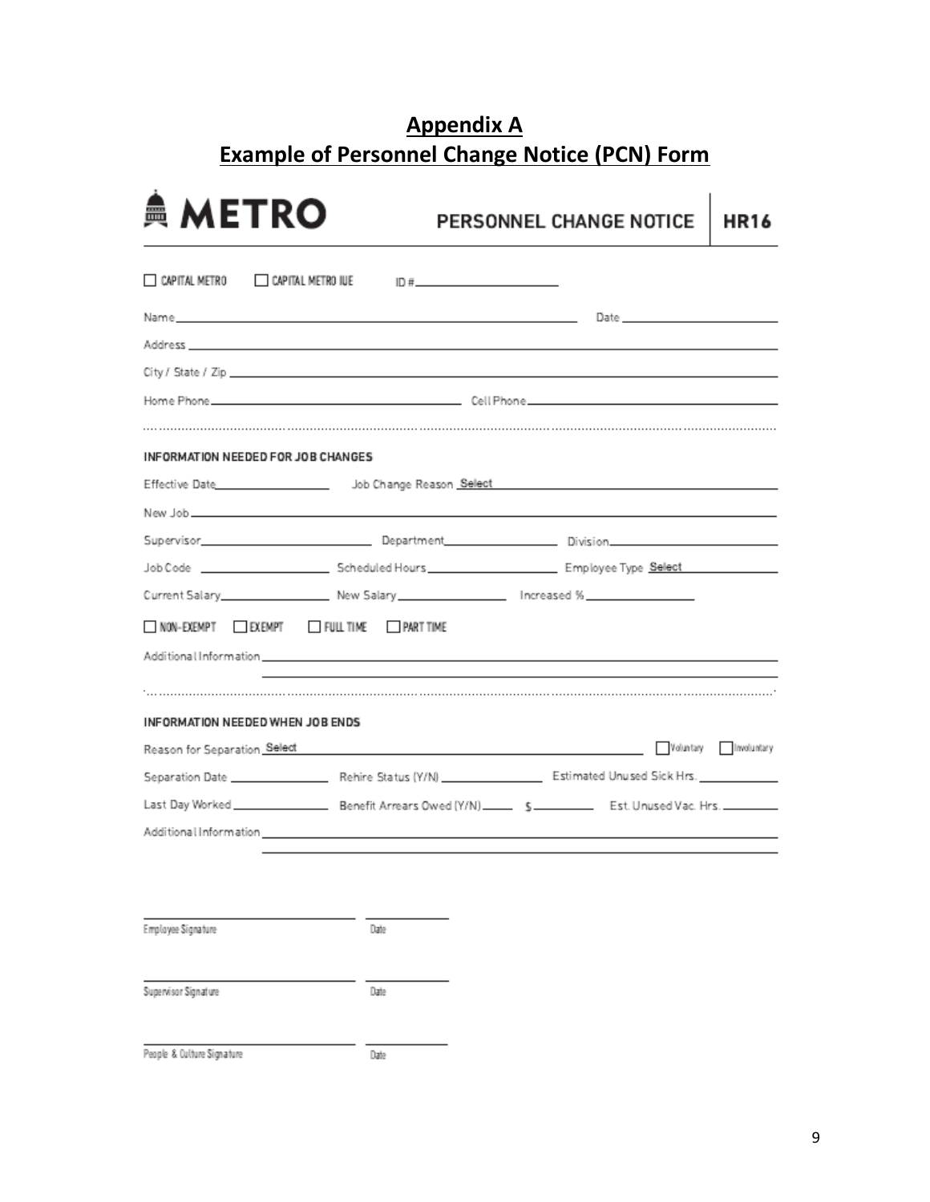## Appendix A
## Example of Personnel Change Notice (PCN) Form

**METRO** PERSONNEL CHANGE NOTICE | **HR16**

☐ CAPITAL METRO ☐ CAPITAL METRO IUE ID #\_\_\_\_\_\_\_\_\_\_\_\_\_\_\_\_

Name\_\_\_\_\_\_\_\_\_\_\_\_\_\_\_\_\_\_\_\_\_\_\_\_\_\_\_\_\_\_\_\_ Date \_\_\_\_\_\_\_\_\_\_\_\_\_\_\_\_

Address \_\_\_\_\_\_\_\_\_\_\_\_\_\_\_\_\_\_\_\_\_\_\_\_\_\_\_\_\_\_\_\_\_\_\_\_\_\_\_\_

City / State / Zip \_\_\_\_\_\_\_\_\_\_\_\_\_\_\_\_\_\_\_\_\_\_\_\_\_\_\_\_\_\_\_\_\_\_\_\_\_\_\_\_

Home Phone\_\_\_\_\_\_\_\_\_\_\_\_\_\_\_\_\_\_\_\_ Cell Phone\_\_\_\_\_\_\_\_\_\_\_\_\_\_\_\_\_\_\_\_

**INFORMATION NEEDED FOR JOB CHANGES**

Effective Date\_\_\_\_\_\_\_\_\_\_\_\_ Job Change Reason Select

New Job\_\_\_\_\_\_\_\_\_\_\_\_\_\_\_\_\_\_\_\_\_\_\_\_\_\_\_\_\_\_\_\_\_\_\_\_\_\_\_\_

Supervisor\_\_\_\_\_\_\_\_\_\_\_\_\_\_\_\_ Department\_\_\_\_\_\_\_\_\_\_\_\_ Division\_\_\_\_\_\_\_\_\_\_\_\_\_\_\_\_

Job Code \_\_\_\_\_\_\_\_\_\_\_\_ Scheduled Hours\_\_\_\_\_\_\_\_\_\_\_\_ Employee Type Select

Current Salary\_\_\_\_\_\_\_\_\_\_\_\_ New Salary\_\_\_\_\_\_\_\_\_\_\_\_ Increased %\_\_\_\_\_\_\_\_\_\_\_\_

☐ NON-EXEMPT ☐ EXEMPT ☐ FULL TIME ☐ PART TIME

Additional Information\_\_\_\_\_\_\_\_\_\_\_\_\_\_\_\_\_\_\_\_\_\_\_\_\_\_\_\_\_\_\_\_\_\_\_\_\_\_\_\_

**INFORMATION NEEDED WHEN JOB ENDS**

Reason for Separation Select ☐ Voluntary ☐ Involuntary

Separation Date \_\_\_\_\_\_\_\_\_\_\_\_ Rehire Status (Y/N) \_\_\_\_\_\_\_\_\_\_\_\_ Estimated Unused Sick Hrs. \_\_\_\_\_\_\_\_\_\_\_\_

Last Day Worked \_\_\_\_\_\_\_\_\_\_\_\_ Benefit Arrears Owed (Y/N) \_\_\_\_\_ $ \_\_\_\_\_\_\_\_ Est. Unused Vac. Hrs. \_\_\_\_\_\_\_\_

Additional Information\_\_\_\_\_\_\_\_\_\_\_\_\_\_\_\_\_\_\_\_\_\_\_\_\_\_\_\_\_\_\_\_\_\_\_\_\_\_\_\_

\_\_\_\_\_\_\_\_\_\_\_\_\_\_\_\_\_\_\_\_ \_\_\_\_\_\_\_\_\_\_
Employee Signature Date

\_\_\_\_\_\_\_\_\_\_\_\_\_\_\_\_\_\_\_\_ \_\_\_\_\_\_\_\_\_\_
Supervisor Signature Date

\_\_\_\_\_\_\_\_\_\_\_\_\_\_\_\_\_\_\_\_ \_\_\_\_\_\_\_\_\_\_
People & Culture Signature Date